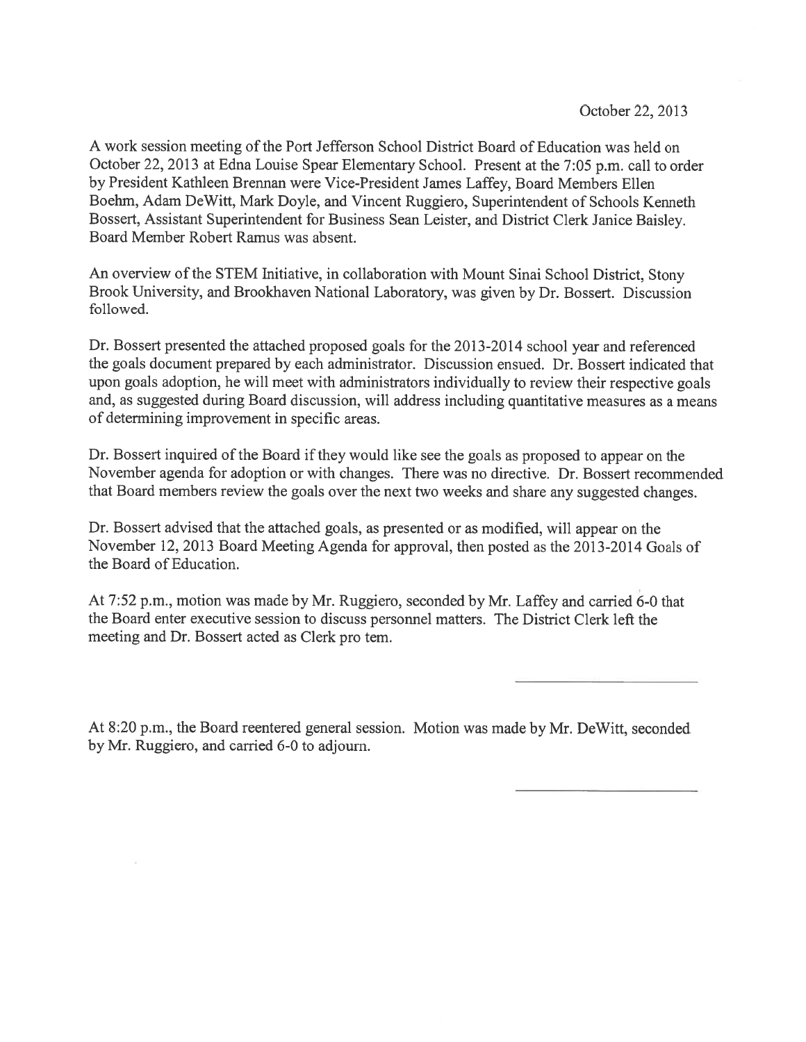October 22, 2013

A work session meeting of the Port Jefferson School District Board of Education was held on October 22, 2013 at Edna Louise Spear Elementary School. Present at the 7:05 p.m. call to order by President Kathleen Brennan were Vice-President James Laffey, Board Members Ellen Boehm, Adam DeWitt, Mark Doyle, and Vincent Ruggiero, Superintendent of Schools Kenneth Bossert, Assistant Superintendent for Business Sean Leister, and District Clerk Janice Baisley. Board Member Robert Ramus was absent.

An overview of the STEM Initiative, in collaboration with Mount Sinai School District, Stony Brook University, and Brookhaven National Laboratory, was given by Dr. Bossert. Discussion followed.

Dr. Bossert presented the attached proposed goals for the 2013-2014 school year and referenced the goals document prepared by each administrator. Discussion ensued. Dr. Bossert indicated that upon goals adoption, he will meet with administrators individually to review their respective goals and, as suggested during Board discussion, will address including quantitative measures as a means of determining improvement in specific areas.

Dr. Bossert inquired of the Board if they would like see the goals as proposed to appear on the November agenda for adoption or with changes. There was no directive. Dr. Bossert recommended that Board members review the goals over the next two weeks and share any suggested changes.

Dr. Bossert advised that the attached goals, as presented or as modified, will appear on the November 12, 2013 Board Meeting Agenda for approval, then posted as the 2013-2014 Goals of the Board of Education.

At 7:52 p.m., motion was made by Mr. Ruggiero, seconded by Mr. Laffey and carried 6-0 that the Board enter executive session to discuss personnel matters. The District Clerk left the meeting and Dr. Bossert acted as Clerk pro tem.

\_\_\_\_\_\_\_\_\_\_\_\_\_\_\_\_\_\_\_\_\_\_\_\_

At 8:20 p.m., the Board reentered general session. Motion was made by Mr. DeWitt, seconded by Mr. Ruggiero, and carried 6-0 to adjourn.

\_\_\_\_\_\_\_\_\_\_\_\_\_\_\_\_\_\_\_\_\_\_\_\_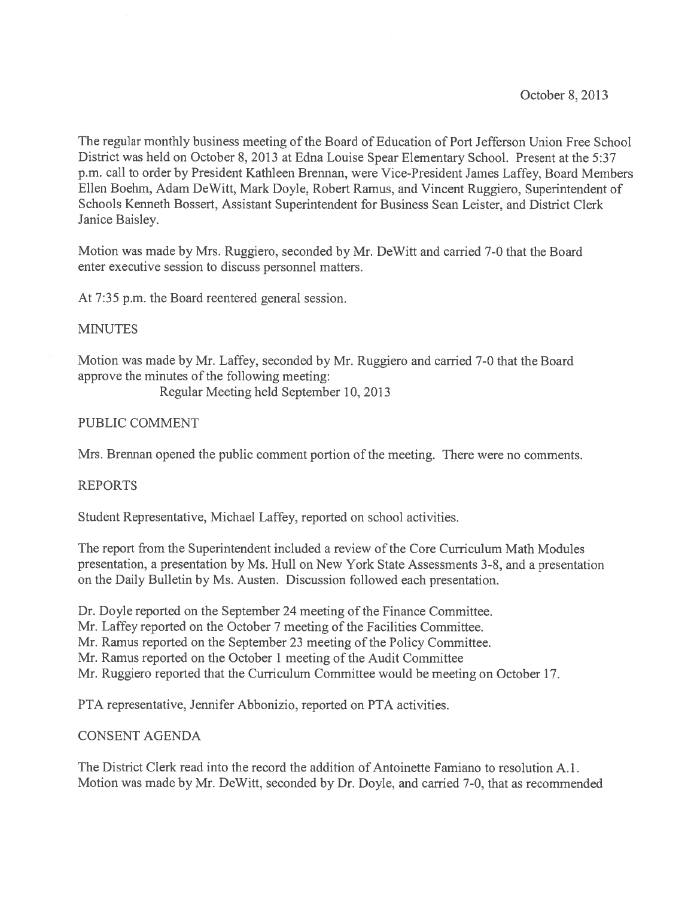October 8, 2013

The regular monthly business meeting of the Board of Education of Port Jefferson Union Free School District was held on October 8, 2013 at Edna Louise Spear Elementary School. Present at the 5:37 p.m. call to order by President Kathleen Brennan, were Vice-President James Laffey, Board Members Ellen Boehm, Adam DeWitt, Mark Doyle, Robert Ramus, and Vincent Ruggiero, Superintendent of Schools Kenneth Bossert, Assistant Superintendent for Business Sean Leister, and District Clerk Janice Baisley.

Motion was made by Mrs. Ruggiero, seconded by Mr. DeWitt and carried 7-0 that the Board enter executive session to discuss personnel matters.

At 7:35 p.m. the Board reentered general session.

MINUTES

Motion was made by Mr. Laffey, seconded by Mr. Ruggiero and carried 7-0 that the Board approve the minutes of the following meeting:

Regular Meeting held September 10, 2013

PUBLIC COMMENT

Mrs. Brennan opened the public comment portion of the meeting. There were no comments.

REPORTS

Student Representative, Michael Laffey, reported on school activities.

The report from the Superintendent included a review of the Core Curriculum Math Modules presentation, a presentation by Ms. Hull on New York State Assessments 3-8, and a presentation on the Daily Bulletin by Ms. Austen. Discussion followed each presentation.

Dr. Doyle reported on the September 24 meeting of the Finance Committee.
Mr. Laffey reported on the October 7 meeting of the Facilities Committee.
Mr. Ramus reported on the September 23 meeting of the Policy Committee.
Mr. Ramus reported on the October 1 meeting of the Audit Committee
Mr. Ruggiero reported that the Curriculum Committee would be meeting on October 17.

PTA representative, Jennifer Abbonizio, reported on PTA activities.

CONSENT AGENDA

The District Clerk read into the record the addition of Antoinette Famiano to resolution A.1. Motion was made by Mr. DeWitt, seconded by Dr. Doyle, and carried 7-0, that as recommended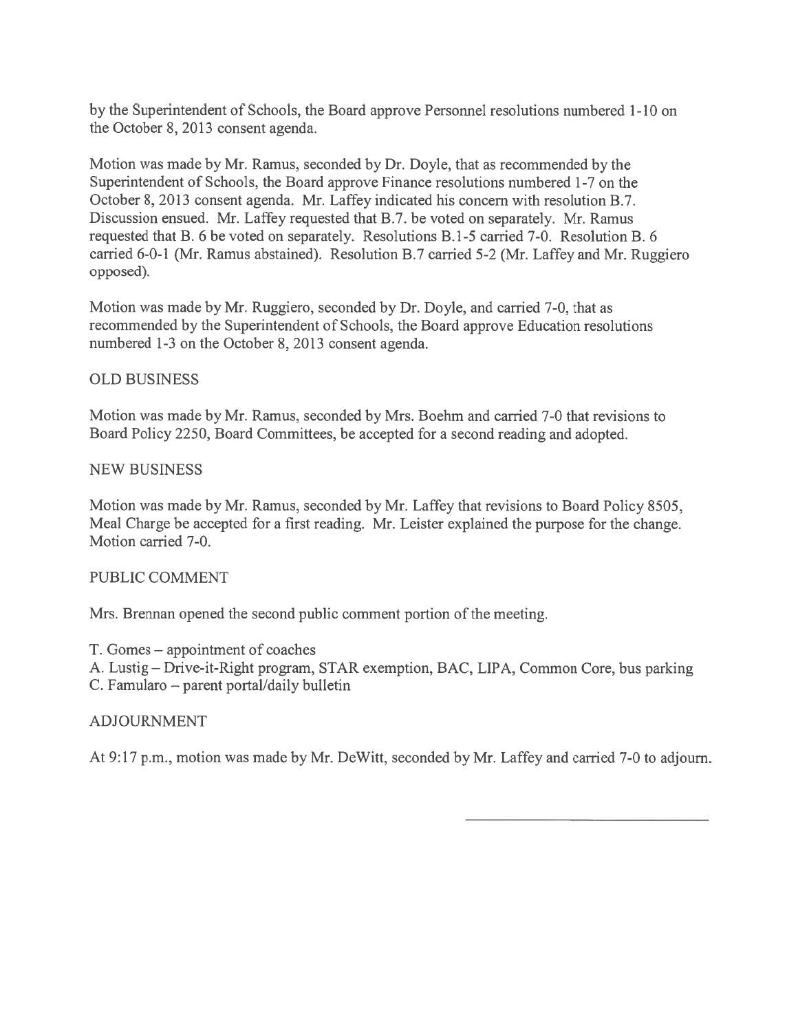by the Superintendent of Schools, the Board approve Personnel resolutions numbered 1-10 on the October 8, 2013 consent agenda.

Motion was made by Mr. Ramus, seconded by Dr. Doyle, that as recommended by the Superintendent of Schools, the Board approve Finance resolutions numbered 1-7 on the October 8, 2013 consent agenda. Mr. Laffey indicated his concern with resolution B.7. Discussion ensued. Mr. Laffey requested that B.7. be voted on separately. Mr. Ramus requested that B. 6 be voted on separately. Resolutions B.1-5 carried 7-0. Resolution B. 6 carried 6-0-1 (Mr. Ramus abstained). Resolution B.7 carried 5-2 (Mr. Laffey and Mr. Ruggiero opposed).

Motion was made by Mr. Ruggiero, seconded by Dr. Doyle, and carried 7-0, that as recommended by the Superintendent of Schools, the Board approve Education resolutions numbered 1-3 on the October 8, 2013 consent agenda.

OLD BUSINESS

Motion was made by Mr. Ramus, seconded by Mrs. Boehm and carried 7-0 that revisions to Board Policy 2250, Board Committees, be accepted for a second reading and adopted.

NEW BUSINESS

Motion was made by Mr. Ramus, seconded by Mr. Laffey that revisions to Board Policy 8505, Meal Charge be accepted for a first reading. Mr. Leister explained the purpose for the change. Motion carried 7-0.

PUBLIC COMMENT

Mrs. Brennan opened the second public comment portion of the meeting.

T. Gomes – appointment of coaches
A. Lustig – Drive-it-Right program, STAR exemption, BAC, LIPA, Common Core, bus parking
C. Famularo – parent portal/daily bulletin

ADJOURNMENT

At 9:17 p.m., motion was made by Mr. DeWitt, seconded by Mr. Laffey and carried 7-0 to adjourn.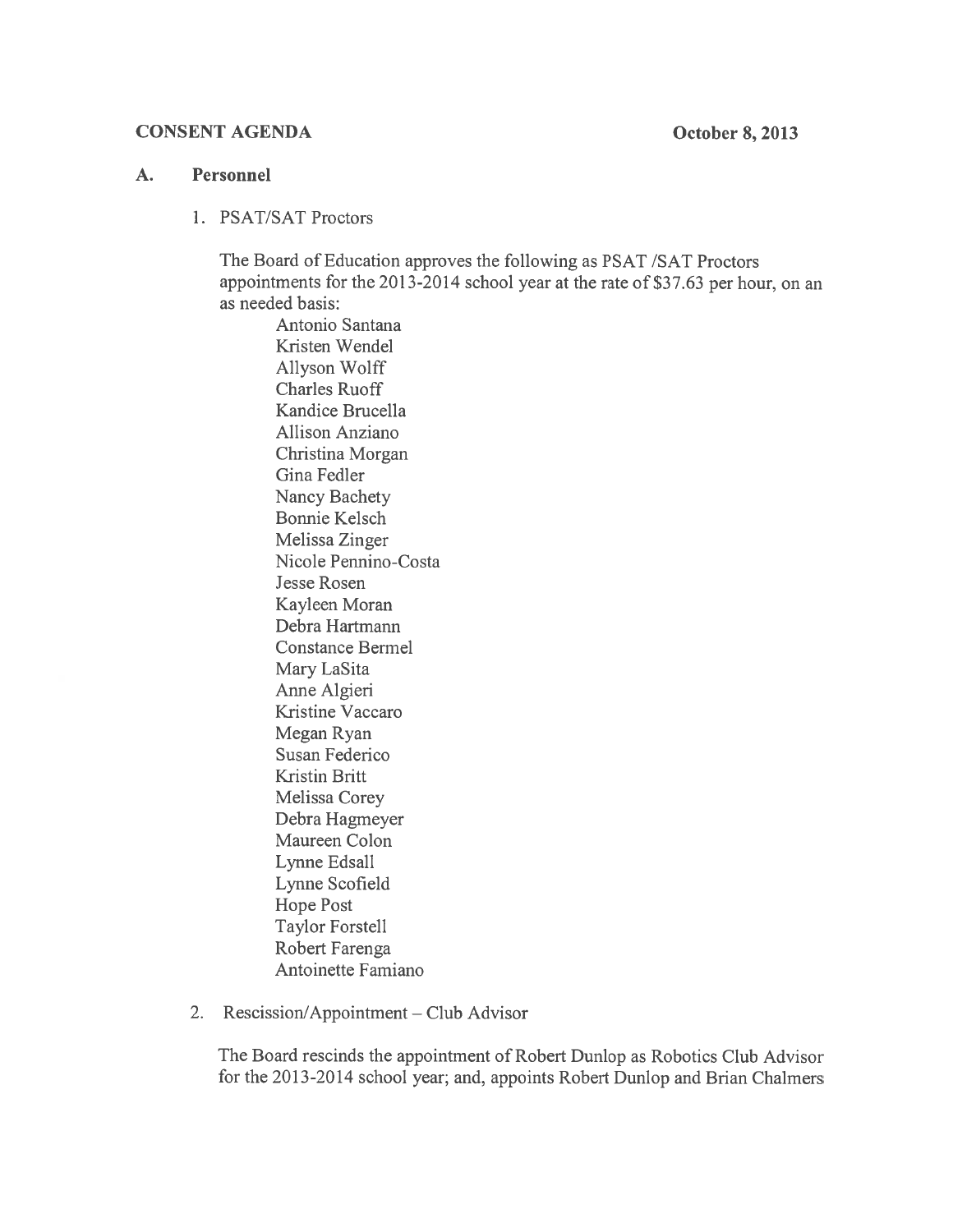**CONSENT AGENDA** **October 8, 2013**

**A. Personnel**

1. PSAT/SAT Proctors

   The Board of Education approves the following as PSAT /SAT Proctors appointments for the 2013-2014 school year at the rate of $37.63 per hour, on an as needed basis:

   Antonio Santana
   Kristen Wendel
   Allyson Wolff
   Charles Ruoff
   Kandice Brucella
   Allison Anziano
   Christina Morgan
   Gina Fedler
   Nancy Bachety
   Bonnie Kelsch
   Melissa Zinger
   Nicole Pennino-Costa
   Jesse Rosen
   Kayleen Moran
   Debra Hartmann
   Constance Bermel
   Mary LaSita
   Anne Algieri
   Kristine Vaccaro
   Megan Ryan
   Susan Federico
   Kristin Britt
   Melissa Corey
   Debra Hagmeyer
   Maureen Colon
   Lynne Edsall
   Lynne Scofield
   Hope Post
   Taylor Forstell
   Robert Farenga
   Antoinette Famiano

2. Rescission/Appointment – Club Advisor

   The Board rescinds the appointment of Robert Dunlop as Robotics Club Advisor for the 2013-2014 school year; and, appoints Robert Dunlop and Brian Chalmers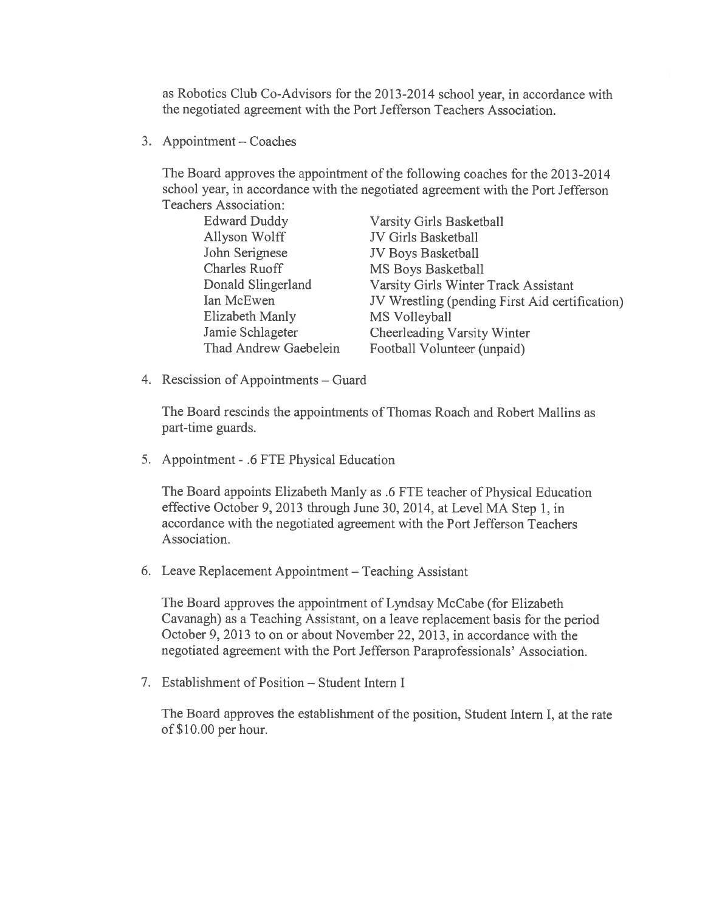as Robotics Club Co-Advisors for the 2013-2014 school year, in accordance with the negotiated agreement with the Port Jefferson Teachers Association.

3. Appointment – Coaches

   The Board approves the appointment of the following coaches for the 2013-2014 school year, in accordance with the negotiated agreement with the Port Jefferson Teachers Association:

| | |
|---|---|
| Edward Duddy | Varsity Girls Basketball |
| Allyson Wolff | JV Girls Basketball |
| John Serignese | JV Boys Basketball |
| Charles Ruoff | MS Boys Basketball |
| Donald Slingerland | Varsity Girls Winter Track Assistant |
| Ian McEwen | JV Wrestling (pending First Aid certification) |
| Elizabeth Manly | MS Volleyball |
| Jamie Schlageter | Cheerleading Varsity Winter |
| Thad Andrew Gaebelein | Football Volunteer (unpaid) |

4. Rescission of Appointments – Guard

   The Board rescinds the appointments of Thomas Roach and Robert Mallins as part-time guards.

5. Appointment - .6 FTE Physical Education

   The Board appoints Elizabeth Manly as .6 FTE teacher of Physical Education effective October 9, 2013 through June 30, 2014, at Level MA Step 1, in accordance with the negotiated agreement with the Port Jefferson Teachers Association.

6. Leave Replacement Appointment – Teaching Assistant

   The Board approves the appointment of Lyndsay McCabe (for Elizabeth Cavanagh) as a Teaching Assistant, on a leave replacement basis for the period October 9, 2013 to on or about November 22, 2013, in accordance with the negotiated agreement with the Port Jefferson Paraprofessionals' Association.

7. Establishment of Position – Student Intern I

   The Board approves the establishment of the position, Student Intern I, at the rate of $10.00 per hour.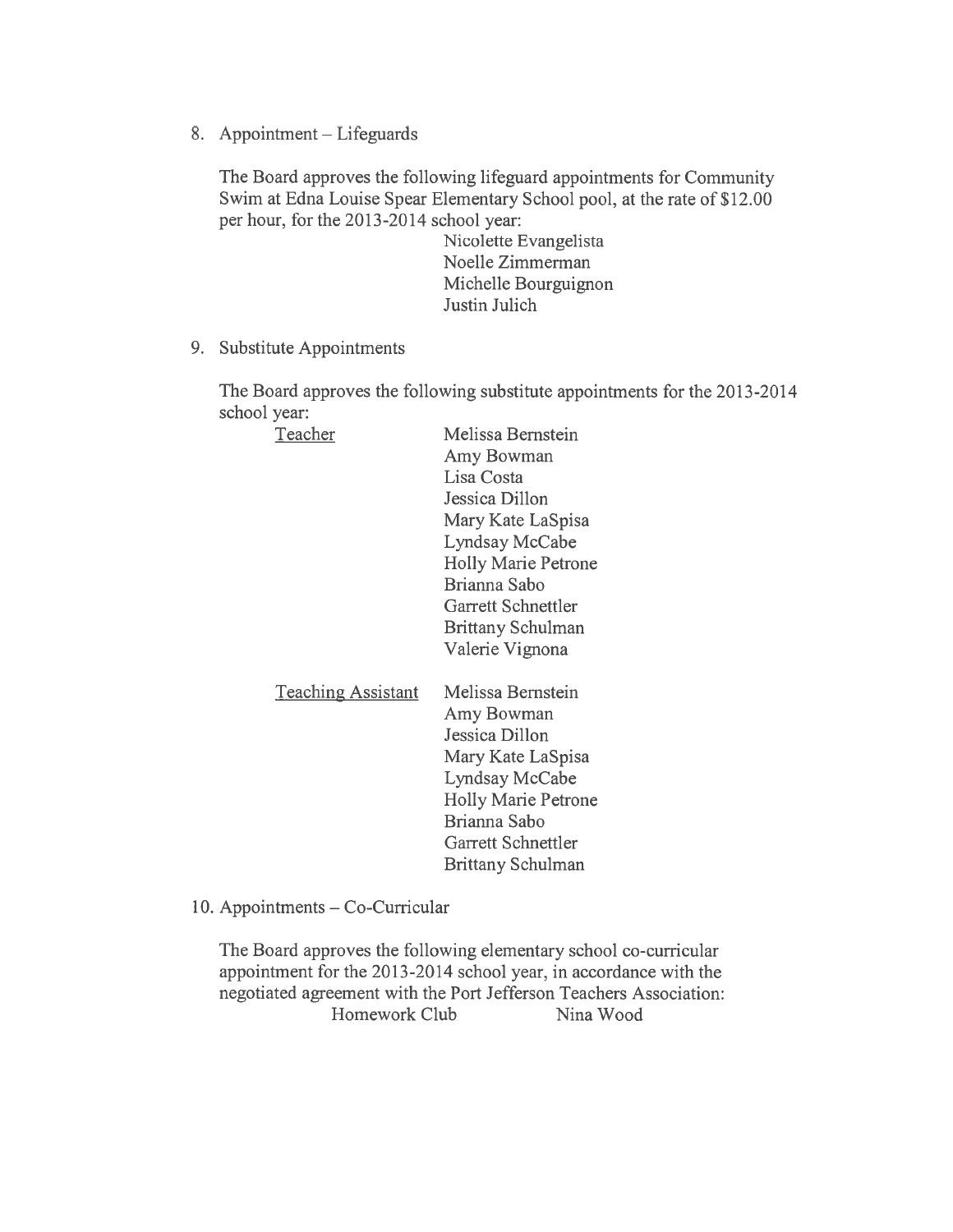8. Appointment – Lifeguards

   The Board approves the following lifeguard appointments for Community Swim at Edna Louise Spear Elementary School pool, at the rate of $12.00 per hour, for the 2013-2014 school year:

   Nicolette Evangelista
   Noelle Zimmerman
   Michelle Bourguignon
   Justin Julich

9. Substitute Appointments

   The Board approves the following substitute appointments for the 2013-2014 school year:

   Teacher
   - Melissa Bernstein
   - Amy Bowman
   - Lisa Costa
   - Jessica Dillon
   - Mary Kate LaSpisa
   - Lyndsay McCabe
   - Holly Marie Petrone
   - Brianna Sabo
   - Garrett Schnettler
   - Brittany Schulman
   - Valerie Vignona

   Teaching Assistant
   - Melissa Bernstein
   - Amy Bowman
   - Jessica Dillon
   - Mary Kate LaSpisa
   - Lyndsay McCabe
   - Holly Marie Petrone
   - Brianna Sabo
   - Garrett Schnettler
   - Brittany Schulman

10. Appointments – Co-Curricular

    The Board approves the following elementary school co-curricular appointment for the 2013-2014 school year, in accordance with the negotiated agreement with the Port Jefferson Teachers Association:

    Homework Club — Nina Wood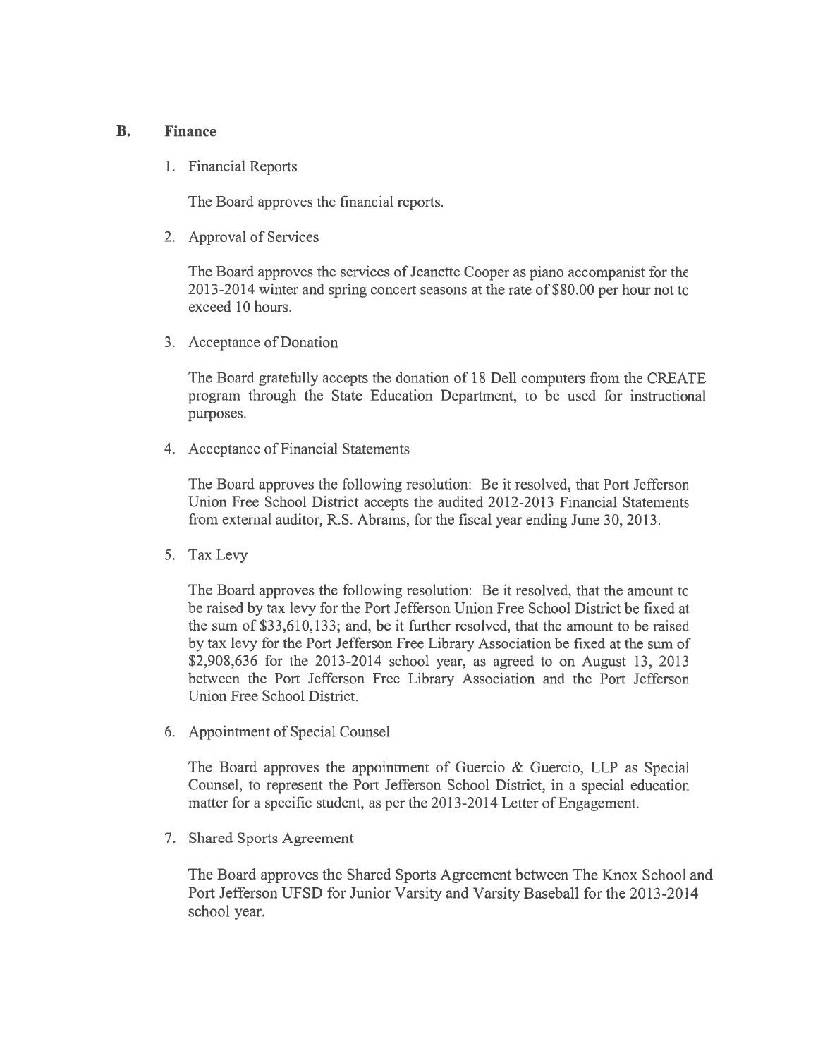## B. Finance

1. Financial Reports

   The Board approves the financial reports.

2. Approval of Services

   The Board approves the services of Jeanette Cooper as piano accompanist for the 2013-2014 winter and spring concert seasons at the rate of $80.00 per hour not to exceed 10 hours.

3. Acceptance of Donation

   The Board gratefully accepts the donation of 18 Dell computers from the CREATE program through the State Education Department, to be used for instructional purposes.

4. Acceptance of Financial Statements

   The Board approves the following resolution: Be it resolved, that Port Jefferson Union Free School District accepts the audited 2012-2013 Financial Statements from external auditor, R.S. Abrams, for the fiscal year ending June 30, 2013.

5. Tax Levy

   The Board approves the following resolution: Be it resolved, that the amount to be raised by tax levy for the Port Jefferson Union Free School District be fixed at the sum of $33,610,133; and, be it further resolved, that the amount to be raised by tax levy for the Port Jefferson Free Library Association be fixed at the sum of $2,908,636 for the 2013-2014 school year, as agreed to on August 13, 2013 between the Port Jefferson Free Library Association and the Port Jefferson Union Free School District.

6. Appointment of Special Counsel

   The Board approves the appointment of Guercio & Guercio, LLP as Special Counsel, to represent the Port Jefferson School District, in a special education matter for a specific student, as per the 2013-2014 Letter of Engagement.

7. Shared Sports Agreement

   The Board approves the Shared Sports Agreement between The Knox School and Port Jefferson UFSD for Junior Varsity and Varsity Baseball for the 2013-2014 school year.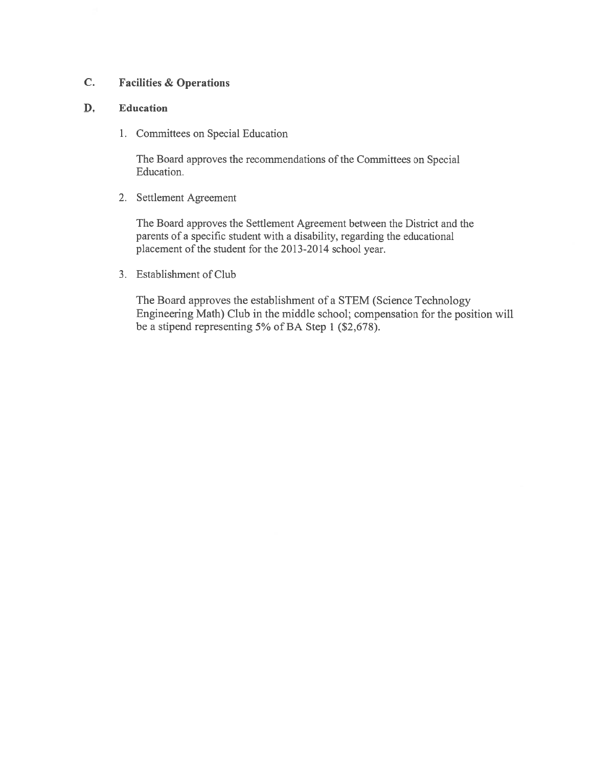## C. Facilities & Operations

## D. Education

1. Committees on Special Education

   The Board approves the recommendations of the Committees on Special Education.

2. Settlement Agreement

   The Board approves the Settlement Agreement between the District and the parents of a specific student with a disability, regarding the educational placement of the student for the 2013-2014 school year.

3. Establishment of Club

   The Board approves the establishment of a STEM (Science Technology Engineering Math) Club in the middle school; compensation for the position will be a stipend representing 5% of BA Step 1 ($2,678).